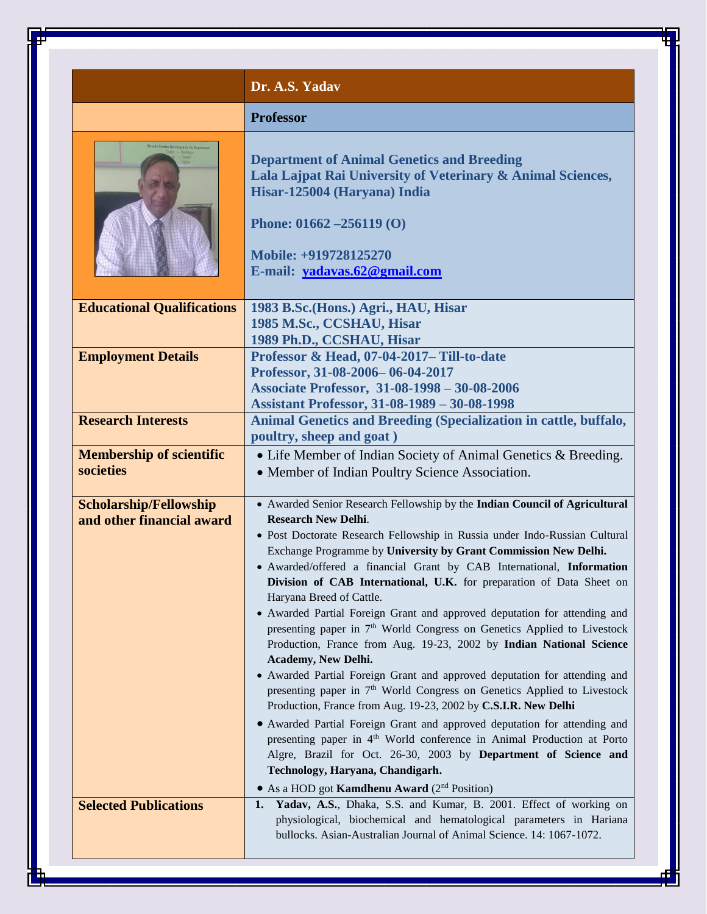| | Dr. A.S. Yadav |
|---|---|
| | **Professor** |
| | **Department of Animal Genetics and Breeding**<br>**Lala Lajpat Rai University of Veterinary & Animal Sciences, Hisar-125004 (Haryana) India**<br><br>**Phone: 01662 –256119 (O)**<br><br>**Mobile: +919728125270**<br>**E-mail: yadavas.62@gmail.com** |
| **Educational Qualifications** | **1983 B.Sc.(Hons.) Agri., HAU, Hisar**<br>**1985 M.Sc., CCSHAU, Hisar**<br>**1989 Ph.D., CCSHAU, Hisar** |
| **Employment Details** | **Professor & Head, 07-04-2017– Till-to-date**<br>**Professor, 31-08-2006– 06-04-2017**<br>**Associate Professor, 31-08-1998 – 30-08-2006**<br>**Assistant Professor, 31-08-1989 – 30-08-1998** |
| **Research Interests** | **Animal Genetics and Breeding (Specialization in cattle, buffalo, poultry, sheep and goat )** |
| **Membership of scientific societies** | • Life Member of Indian Society of Animal Genetics & Breeding.<br>• Member of Indian Poultry Science Association. |
| **Scholarship/Fellowship and other financial award** | • Awarded Senior Research Fellowship by the **Indian Council of Agricultural Research New Delhi**.<br>• Post Doctorate Research Fellowship in Russia under Indo-Russian Cultural Exchange Programme by **University by Grant Commission New Delhi.**<br>• Awarded/offered a financial Grant by CAB International, **Information Division of CAB International, U.K.** for preparation of Data Sheet on Haryana Breed of Cattle.<br>• Awarded Partial Foreign Grant and approved deputation for attending and presenting paper in 7th World Congress on Genetics Applied to Livestock Production, France from Aug. 19-23, 2002 by **Indian National Science Academy, New Delhi.**<br>• Awarded Partial Foreign Grant and approved deputation for attending and presenting paper in 7th World Congress on Genetics Applied to Livestock Production, France from Aug. 19-23, 2002 by **C.S.I.R. New Delhi**<br>• Awarded Partial Foreign Grant and approved deputation for attending and presenting paper in 4th World conference in Animal Production at Porto Algre, Brazil for Oct. 26-30, 2003 by **Department of Science and Technology, Haryana, Chandigarh.**<br>• As a HOD got **Kamdhenu Award** (2nd Position) |
| **Selected Publications** | 1. **Yadav, A.S.**, Dhaka, S.S. and Kumar, B. 2001. Effect of working on physiological, biochemical and hematological parameters in Hariana bullocks. Asian-Australian Journal of Animal Science. 14: 1067-1072. |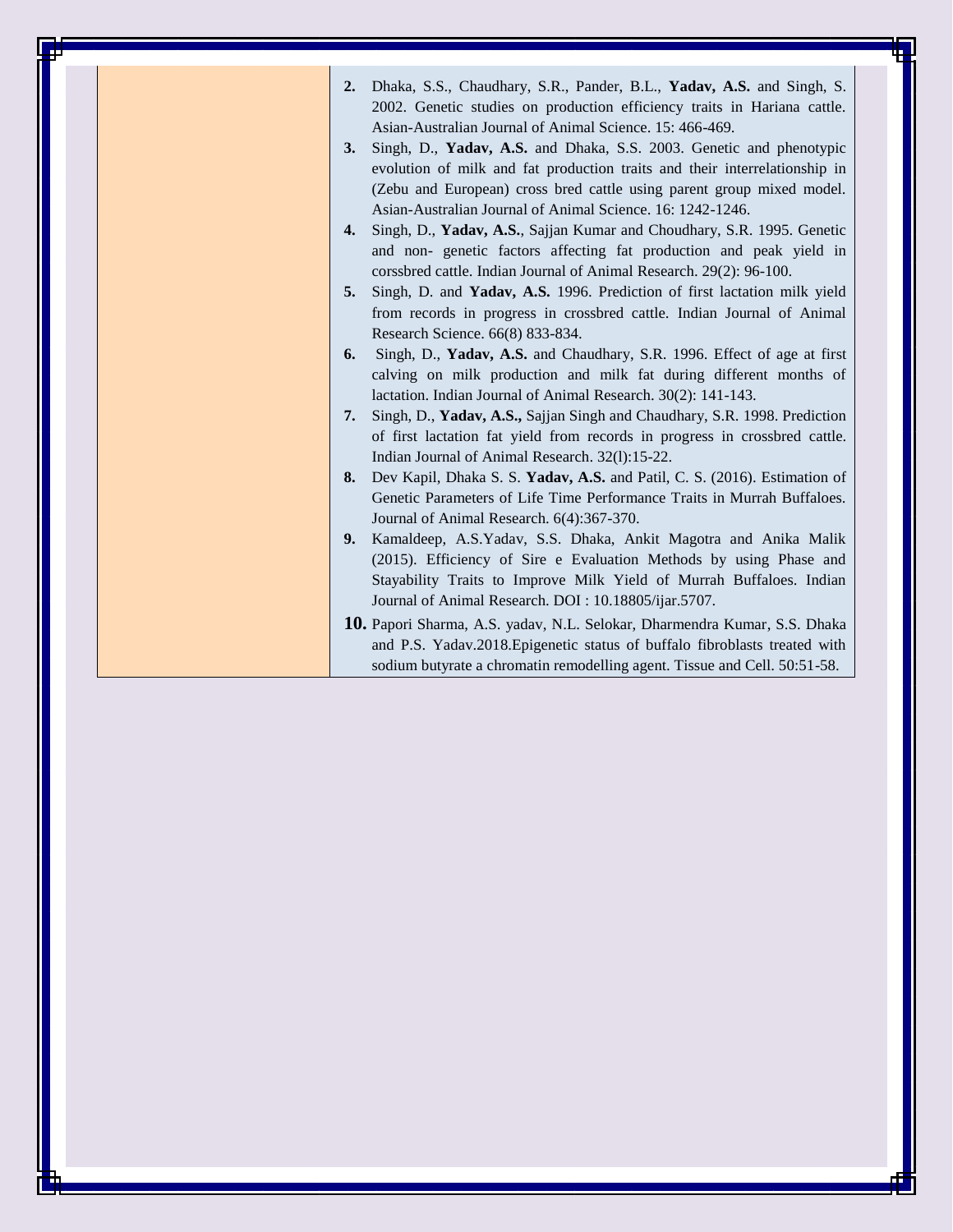2. Dhaka, S.S., Chaudhary, S.R., Pander, B.L., **Yadav, A.S.** and Singh, S. 2002. Genetic studies on production efficiency traits in Hariana cattle. Asian-Australian Journal of Animal Science. 15: 466-469.
3. Singh, D., **Yadav, A.S.** and Dhaka, S.S. 2003. Genetic and phenotypic evolution of milk and fat production traits and their interrelationship in (Zebu and European) cross bred cattle using parent group mixed model. Asian-Australian Journal of Animal Science. 16: 1242-1246.
4. Singh, D., **Yadav, A.S.**, Sajjan Kumar and Choudhary, S.R. 1995. Genetic and non- genetic factors affecting fat production and peak yield in corssbred cattle. Indian Journal of Animal Research. 29(2): 96-100.
5. Singh, D. and **Yadav, A.S.** 1996. Prediction of first lactation milk yield from records in progress in crossbred cattle. Indian Journal of Animal Research Science. 66(8) 833-834.
6. Singh, D., **Yadav, A.S.** and Chaudhary, S.R. 1996. Effect of age at first calving on milk production and milk fat during different months of lactation. Indian Journal of Animal Research. 30(2): 141-143.
7. Singh, D., **Yadav, A.S.,** Sajjan Singh and Chaudhary, S.R. 1998. Prediction of first lactation fat yield from records in progress in crossbred cattle. Indian Journal of Animal Research. 32(l):15-22.
8. Dev Kapil, Dhaka S. S. **Yadav, A.S.** and Patil, C. S. (2016). Estimation of Genetic Parameters of Life Time Performance Traits in Murrah Buffaloes. Journal of Animal Research. 6(4):367-370.
9. Kamaldeep, A.S.Yadav, S.S. Dhaka, Ankit Magotra and Anika Malik (2015). Efficiency of Sire e Evaluation Methods by using Phase and Stayability Traits to Improve Milk Yield of Murrah Buffaloes. Indian Journal of Animal Research. DOI : 10.18805/ijar.5707.
10. Papori Sharma, A.S. yadav, N.L. Selokar, Dharmendra Kumar, S.S. Dhaka and P.S. Yadav.2018.Epigenetic status of buffalo fibroblasts treated with sodium butyrate a chromatin remodelling agent. Tissue and Cell. 50:51-58.